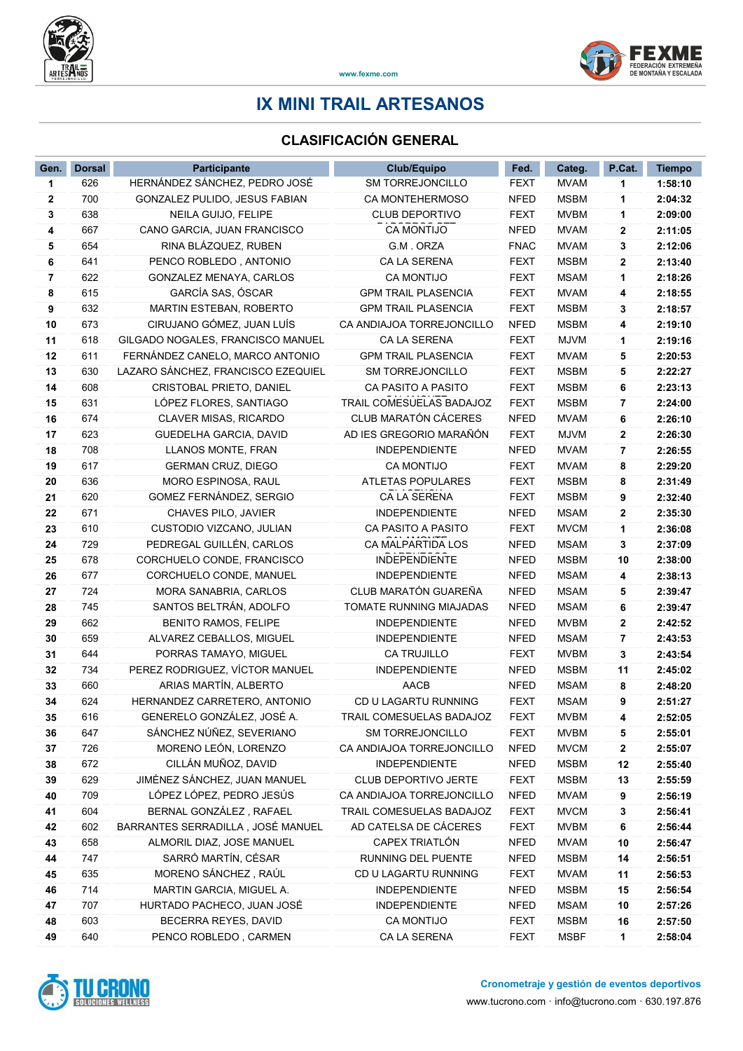# IX MINI TRAIL ARTESANOS

## CLASIFICACIÓN GENERAL

| Gen. | Dorsal | Participante | Club/Equipo | Fed. | Categ. | P.Cat. | Tiempo |
|---|---|---|---|---|---|---|---|
| 1 | 626 | HERNÁNDEZ SÁNCHEZ, PEDRO JOSÉ | SM TORREJONCILLO | FEXT | MVAM | 1 | 1:58:10 |
| 2 | 700 | GONZALEZ PULIDO, JESUS FABIAN | CA MONTEHERMOSO | NFED | MSBM | 1 | 2:04:32 |
| 3 | 638 | NEILA GUIJO, FELIPE | CLUB DEPORTIVO | FEXT | MVBM | 1 | 2:09:00 |
| 4 | 667 | CANO GARCIA, JUAN FRANCISCO | CA MONTIJO | NFED | MVAM | 2 | 2:11:05 |
| 5 | 654 | RINA BLÁZQUEZ, RUBEN | G.M . ORZA | FNAC | MVAM | 3 | 2:12:06 |
| 6 | 641 | PENCO ROBLEDO , ANTONIO | CA LA SERENA | FEXT | MSBM | 2 | 2:13:40 |
| 7 | 622 | GONZALEZ MENAYA, CARLOS | CA MONTIJO | FEXT | MSAM | 1 | 2:18:26 |
| 8 | 615 | GARCÍA SAS, ÓSCAR | GPM TRAIL PLASENCIA | FEXT | MVAM | 4 | 2:18:55 |
| 9 | 632 | MARTIN ESTEBAN, ROBERTO | GPM TRAIL PLASENCIA | FEXT | MSBM | 3 | 2:18:57 |
| 10 | 673 | CIRUJANO GÓMEZ, JUAN LUÍS | CA ANDIAJOA TORREJONCILLO | NFED | MSBM | 4 | 2:19:10 |
| 11 | 618 | GILGADO NOGALES, FRANCISCO MANUEL | CA LA SERENA | FEXT | MJVM | 1 | 2:19:16 |
| 12 | 611 | FERNÁNDEZ CANELO, MARCO ANTONIO | GPM TRAIL PLASENCIA | FEXT | MVAM | 5 | 2:20:53 |
| 13 | 630 | LAZARO SÁNCHEZ, FRANCISCO EZEQUIEL | SM TORREJONCILLO | FEXT | MSBM | 5 | 2:22:27 |
| 14 | 608 | CRISTOBAL PRIETO, DANIEL | CA PASITO A PASITO | FEXT | MSBM | 6 | 2:23:13 |
| 15 | 631 | LÓPEZ FLORES, SANTIAGO | TRAIL COMESUELAS BADAJOZ | FEXT | MSBM | 7 | 2:24:00 |
| 16 | 674 | CLAVER MISAS, RICARDO | CLUB MARATÓN CÁCERES | NFED | MVAM | 6 | 2:26:10 |
| 17 | 623 | GUEDELHA GARCIA, DAVID | AD IES GREGORIO MARAÑÓN | FEXT | MJVM | 2 | 2:26:30 |
| 18 | 708 | LLANOS MONTE, FRAN | INDEPENDIENTE | NFED | MVAM | 7 | 2:26:55 |
| 19 | 617 | GERMAN CRUZ, DIEGO | CA MONTIJO | FEXT | MVAM | 8 | 2:29:20 |
| 20 | 636 | MORO ESPINOSA, RAUL | ATLETAS POPULARES | FEXT | MSBM | 8 | 2:31:49 |
| 21 | 620 | GOMEZ FERNÁNDEZ, SERGIO | CA LA SERENA | FEXT | MSBM | 9 | 2:32:40 |
| 22 | 671 | CHAVES PILO, JAVIER | INDEPENDIENTE | NFED | MSAM | 2 | 2:35:30 |
| 23 | 610 | CUSTODIO VIZCANO, JULIAN | CA PASITO A PASITO | FEXT | MVCM | 1 | 2:36:08 |
| 24 | 729 | PEDREGAL GUILLÉN, CARLOS | CA MALPARTIDA LOS | NFED | MSAM | 3 | 2:37:09 |
| 25 | 678 | CORCHUELO CONDE, FRANCISCO | INDEPENDIENTE | NFED | MSBM | 10 | 2:38:00 |
| 26 | 677 | CORCHUELO CONDE, MANUEL | INDEPENDIENTE | NFED | MSAM | 4 | 2:38:13 |
| 27 | 724 | MORA SANABRIA, CARLOS | CLUB MARATÓN GUAREÑA | NFED | MSAM | 5 | 2:39:47 |
| 28 | 745 | SANTOS BELTRÁN, ADOLFO | TOMATE RUNNING MIAJADAS | NFED | MSAM | 6 | 2:39:47 |
| 29 | 662 | BENITO RAMOS, FELIPE | INDEPENDIENTE | NFED | MVBM | 2 | 2:42:52 |
| 30 | 659 | ALVAREZ CEBALLOS, MIGUEL | INDEPENDIENTE | NFED | MSAM | 7 | 2:43:53 |
| 31 | 644 | PORRAS TAMAYO, MIGUEL | CA TRUJILLO | FEXT | MVBM | 3 | 2:43:54 |
| 32 | 734 | PEREZ RODRIGUEZ, VÍCTOR MANUEL | INDEPENDIENTE | NFED | MSBM | 11 | 2:45:02 |
| 33 | 660 | ARIAS MARTÍN, ALBERTO | AACB | NFED | MSAM | 8 | 2:48:20 |
| 34 | 624 | HERNANDEZ CARRETERO, ANTONIO | CD U LAGARTU RUNNING | FEXT | MSAM | 9 | 2:51:27 |
| 35 | 616 | GENERELO GONZÁLEZ, JOSÉ A. | TRAIL COMESUELAS BADAJOZ | FEXT | MVBM | 4 | 2:52:05 |
| 36 | 647 | SÁNCHEZ NÚÑEZ, SEVERIANO | SM TORREJONCILLO | FEXT | MVBM | 5 | 2:55:01 |
| 37 | 726 | MORENO LEÓN, LORENZO | CA ANDIAJOA TORREJONCILLO | NFED | MVCM | 2 | 2:55:07 |
| 38 | 672 | CILLÁN MUÑOZ, DAVID | INDEPENDIENTE | NFED | MSBM | 12 | 2:55:40 |
| 39 | 629 | JIMÉNEZ SÁNCHEZ, JUAN MANUEL | CLUB DEPORTIVO JERTE | FEXT | MSBM | 13 | 2:55:59 |
| 40 | 709 | LÓPEZ LÓPEZ, PEDRO JESÚS | CA ANDIAJOA TORREJONCILLO | NFED | MVAM | 9 | 2:56:19 |
| 41 | 604 | BERNAL GONZÁLEZ , RAFAEL | TRAIL COMESUELAS BADAJOZ | FEXT | MVCM | 3 | 2:56:41 |
| 42 | 602 | BARRANTES SERRADILLA , JOSÉ MANUEL | AD CATELSA DE CÁCERES | FEXT | MVBM | 6 | 2:56:44 |
| 43 | 658 | ALMORIL DIAZ, JOSE MANUEL | CAPEX TRIATLÓN | NFED | MVAM | 10 | 2:56:47 |
| 44 | 747 | SARRÓ MARTÍN, CÉSAR | RUNNING DEL PUENTE | NFED | MSBM | 14 | 2:56:51 |
| 45 | 635 | MORENO SÁNCHEZ , RAÚL | CD U LAGARTU RUNNING | FEXT | MVAM | 11 | 2:56:53 |
| 46 | 714 | MARTIN GARCIA, MIGUEL A. | INDEPENDIENTE | NFED | MSBM | 15 | 2:56:54 |
| 47 | 707 | HURTADO PACHECO, JUAN JOSÉ | INDEPENDIENTE | NFED | MSAM | 10 | 2:57:26 |
| 48 | 603 | BECERRA REYES, DAVID | CA MONTIJO | FEXT | MSBM | 16 | 2:57:50 |
| 49 | 640 | PENCO ROBLEDO , CARMEN | CA LA SERENA | FEXT | MSBF | 1 | 2:58:04 |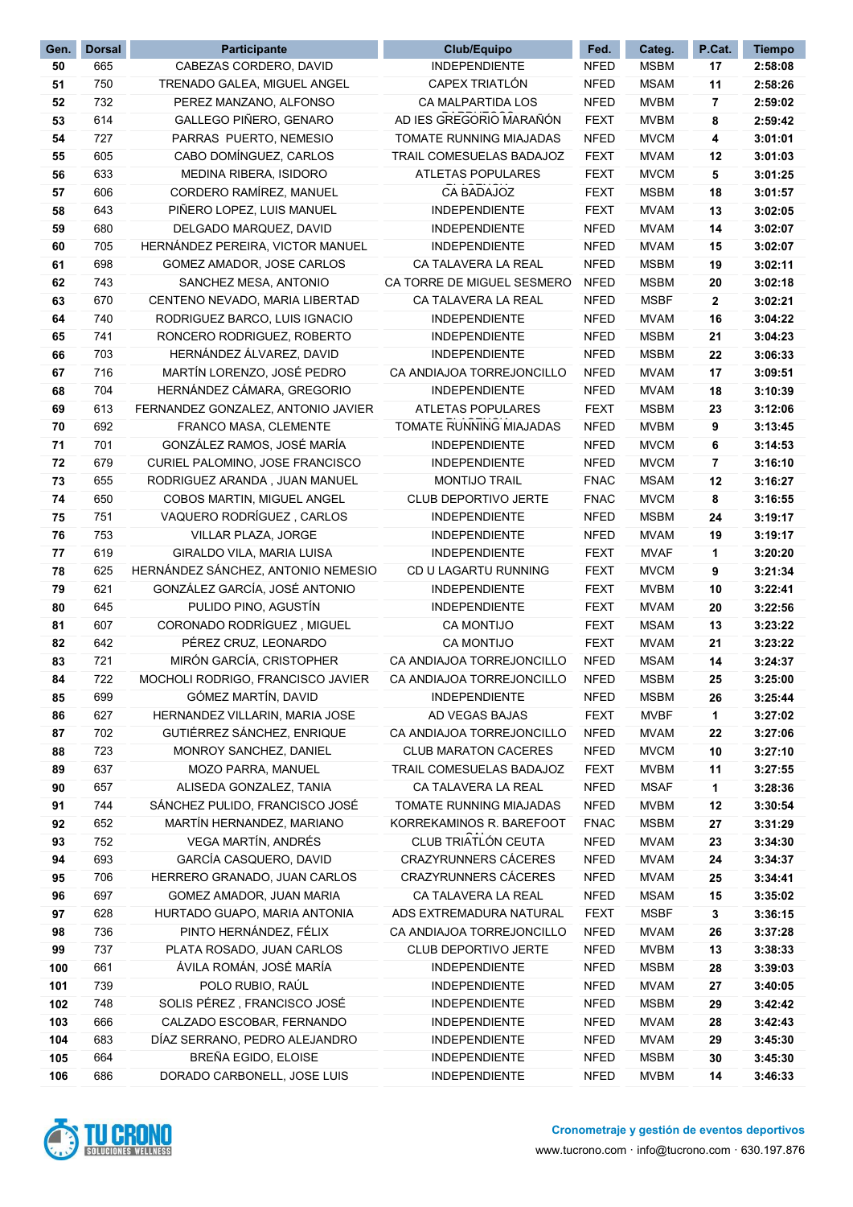| Gen. | Dorsal | Participante | Club/Equipo | Fed. | Categ. | P.Cat. | Tiempo |
|---|---|---|---|---|---|---|---|
| 50 | 665 | CABEZAS CORDERO, DAVID | INDEPENDIENTE | NFED | MSBM | 17 | 2:58:08 |
| 51 | 750 | TRENADO GALEA, MIGUEL ANGEL | CAPEX TRIATLÓN | NFED | MSAM | 11 | 2:58:26 |
| 52 | 732 | PEREZ MANZANO, ALFONSO | CA MALPARTIDA LOS | NFED | MVBM | 7 | 2:59:02 |
| 53 | 614 | GALLEGO PIÑERO, GENARO | AD IES GREGORIO MARAÑÓN | FEXT | MVBM | 8 | 2:59:42 |
| 54 | 727 | PARRAS PUERTO, NEMESIO | TOMATE RUNNING MIAJADAS | NFED | MVCM | 4 | 3:01:01 |
| 55 | 605 | CABO DOMÍNGUEZ, CARLOS | TRAIL COMESUELAS BADAJOZ | FEXT | MVAM | 12 | 3:01:03 |
| 56 | 633 | MEDINA RIBERA, ISIDORO | ATLETAS POPULARES | FEXT | MVCM | 5 | 3:01:25 |
| 57 | 606 | CORDERO RAMÍREZ, MANUEL | CA BADAJOZ | FEXT | MSBM | 18 | 3:01:57 |
| 58 | 643 | PIÑERO LOPEZ, LUIS MANUEL | INDEPENDIENTE | FEXT | MVAM | 13 | 3:02:05 |
| 59 | 680 | DELGADO MARQUEZ, DAVID | INDEPENDIENTE | NFED | MVAM | 14 | 3:02:07 |
| 60 | 705 | HERNÁNDEZ PEREIRA, VICTOR MANUEL | INDEPENDIENTE | NFED | MVAM | 15 | 3:02:07 |
| 61 | 698 | GOMEZ AMADOR, JOSE CARLOS | CA TALAVERA LA REAL | NFED | MSBM | 19 | 3:02:11 |
| 62 | 743 | SANCHEZ MESA, ANTONIO | CA TORRE DE MIGUEL SESMERO | NFED | MSBM | 20 | 3:02:18 |
| 63 | 670 | CENTENO NEVADO, MARIA LIBERTAD | CA TALAVERA LA REAL | NFED | MSBF | 2 | 3:02:21 |
| 64 | 740 | RODRIGUEZ BARCO, LUIS IGNACIO | INDEPENDIENTE | NFED | MVAM | 16 | 3:04:22 |
| 65 | 741 | RONCERO RODRIGUEZ, ROBERTO | INDEPENDIENTE | NFED | MSBM | 21 | 3:04:23 |
| 66 | 703 | HERNÁNDEZ ÁLVAREZ, DAVID | INDEPENDIENTE | NFED | MSBM | 22 | 3:06:33 |
| 67 | 716 | MARTÍN LORENZO, JOSÉ PEDRO | CA ANDIAJOA TORREJONCILLO | NFED | MVAM | 17 | 3:09:51 |
| 68 | 704 | HERNÁNDEZ CÁMARA, GREGORIO | INDEPENDIENTE | NFED | MVAM | 18 | 3:10:39 |
| 69 | 613 | FERNANDEZ GONZALEZ, ANTONIO JAVIER | ATLETAS POPULARES | FEXT | MSBM | 23 | 3:12:06 |
| 70 | 692 | FRANCO MASA, CLEMENTE | TOMATE RUNNING MIAJADAS | NFED | MVBM | 9 | 3:13:45 |
| 71 | 701 | GONZÁLEZ RAMOS, JOSÉ MARÍA | INDEPENDIENTE | NFED | MVCM | 6 | 3:14:53 |
| 72 | 679 | CURIEL PALOMINO, JOSE FRANCISCO | INDEPENDIENTE | NFED | MVCM | 7 | 3:16:10 |
| 73 | 655 | RODRIGUEZ ARANDA , JUAN MANUEL | MONTIJO TRAIL | FNAC | MSAM | 12 | 3:16:27 |
| 74 | 650 | COBOS MARTIN, MIGUEL ANGEL | CLUB DEPORTIVO JERTE | FNAC | MVCM | 8 | 3:16:55 |
| 75 | 751 | VAQUERO RODRÍGUEZ , CARLOS | INDEPENDIENTE | NFED | MSBM | 24 | 3:19:17 |
| 76 | 753 | VILLAR PLAZA, JORGE | INDEPENDIENTE | NFED | MVAM | 19 | 3:19:17 |
| 77 | 619 | GIRALDO VILA, MARIA LUISA | INDEPENDIENTE | FEXT | MVAF | 1 | 3:20:20 |
| 78 | 625 | HERNÁNDEZ SÁNCHEZ, ANTONIO NEMESIO | CD U LAGARTU RUNNING | FEXT | MVCM | 9 | 3:21:34 |
| 79 | 621 | GONZÁLEZ GARCÍA, JOSÉ ANTONIO | INDEPENDIENTE | FEXT | MVBM | 10 | 3:22:41 |
| 80 | 645 | PULIDO PINO, AGUSTÍN | INDEPENDIENTE | FEXT | MVAM | 20 | 3:22:56 |
| 81 | 607 | CORONADO RODRÍGUEZ , MIGUEL | CA MONTIJO | FEXT | MSAM | 13 | 3:23:22 |
| 82 | 642 | PÉREZ CRUZ, LEONARDO | CA MONTIJO | FEXT | MVAM | 21 | 3:23:22 |
| 83 | 721 | MIRÓN GARCÍA, CRISTOPHER | CA ANDIAJOA TORREJONCILLO | NFED | MSAM | 14 | 3:24:37 |
| 84 | 722 | MOCHOLI RODRIGO, FRANCISCO JAVIER | CA ANDIAJOA TORREJONCILLO | NFED | MSBM | 25 | 3:25:00 |
| 85 | 699 | GÓMEZ MARTÍN, DAVID | INDEPENDIENTE | NFED | MSBM | 26 | 3:25:44 |
| 86 | 627 | HERNANDEZ VILLARIN, MARIA JOSE | AD VEGAS BAJAS | FEXT | MVBF | 1 | 3:27:02 |
| 87 | 702 | GUTIÉRREZ SÁNCHEZ, ENRIQUE | CA ANDIAJOA TORREJONCILLO | NFED | MVAM | 22 | 3:27:06 |
| 88 | 723 | MONROY SANCHEZ, DANIEL | CLUB MARATON CACERES | NFED | MVCM | 10 | 3:27:10 |
| 89 | 637 | MOZO PARRA, MANUEL | TRAIL COMESUELAS BADAJOZ | FEXT | MVBM | 11 | 3:27:55 |
| 90 | 657 | ALISEDA GONZALEZ, TANIA | CA TALAVERA LA REAL | NFED | MSAF | 1 | 3:28:36 |
| 91 | 744 | SÁNCHEZ PULIDO, FRANCISCO JOSÉ | TOMATE RUNNING MIAJADAS | NFED | MVBM | 12 | 3:30:54 |
| 92 | 652 | MARTÍN HERNANDEZ, MARIANO | KORREKAMINOS R. BAREFOOT | FNAC | MSBM | 27 | 3:31:29 |
| 93 | 752 | VEGA MARTÍN, ANDRÉS | CLUB TRIATLÓN CEUTA | NFED | MVAM | 23 | 3:34:30 |
| 94 | 693 | GARCÍA CASQUERO, DAVID | CRAZYRUNNERS CÁCERES | NFED | MVAM | 24 | 3:34:37 |
| 95 | 706 | HERRERO GRANADO, JUAN CARLOS | CRAZYRUNNERS CÁCERES | NFED | MVAM | 25 | 3:34:41 |
| 96 | 697 | GOMEZ AMADOR, JUAN MARIA | CA TALAVERA LA REAL | NFED | MSAM | 15 | 3:35:02 |
| 97 | 628 | HURTADO GUAPO, MARIA ANTONIA | ADS EXTREMADURA NATURAL | FEXT | MSBF | 3 | 3:36:15 |
| 98 | 736 | PINTO HERNÁNDEZ, FÉLIX | CA ANDIAJOA TORREJONCILLO | NFED | MVAM | 26 | 3:37:28 |
| 99 | 737 | PLATA ROSADO, JUAN CARLOS | CLUB DEPORTIVO JERTE | NFED | MVBM | 13 | 3:38:33 |
| 100 | 661 | ÁVILA ROMÁN, JOSÉ MARÍA | INDEPENDIENTE | NFED | MSBM | 28 | 3:39:03 |
| 101 | 739 | POLO RUBIO, RAÚL | INDEPENDIENTE | NFED | MVAM | 27 | 3:40:05 |
| 102 | 748 | SOLIS PÉREZ , FRANCISCO JOSÉ | INDEPENDIENTE | NFED | MSBM | 29 | 3:42:42 |
| 103 | 666 | CALZADO ESCOBAR, FERNANDO | INDEPENDIENTE | NFED | MVAM | 28 | 3:42:43 |
| 104 | 683 | DÍAZ SERRANO, PEDRO ALEJANDRO | INDEPENDIENTE | NFED | MVAM | 29 | 3:45:30 |
| 105 | 664 | BREÑA EGIDO, ELOISE | INDEPENDIENTE | NFED | MSBM | 30 | 3:45:30 |
| 106 | 686 | DORADO CARBONELL, JOSE LUIS | INDEPENDIENTE | NFED | MVBM | 14 | 3:46:33 |

TU CRONO SOLUCIONES WELLNESS

**Cronometraje y gestión de eventos deportivos**
www.tucrono.com · info@tucrono.com · 630.197.876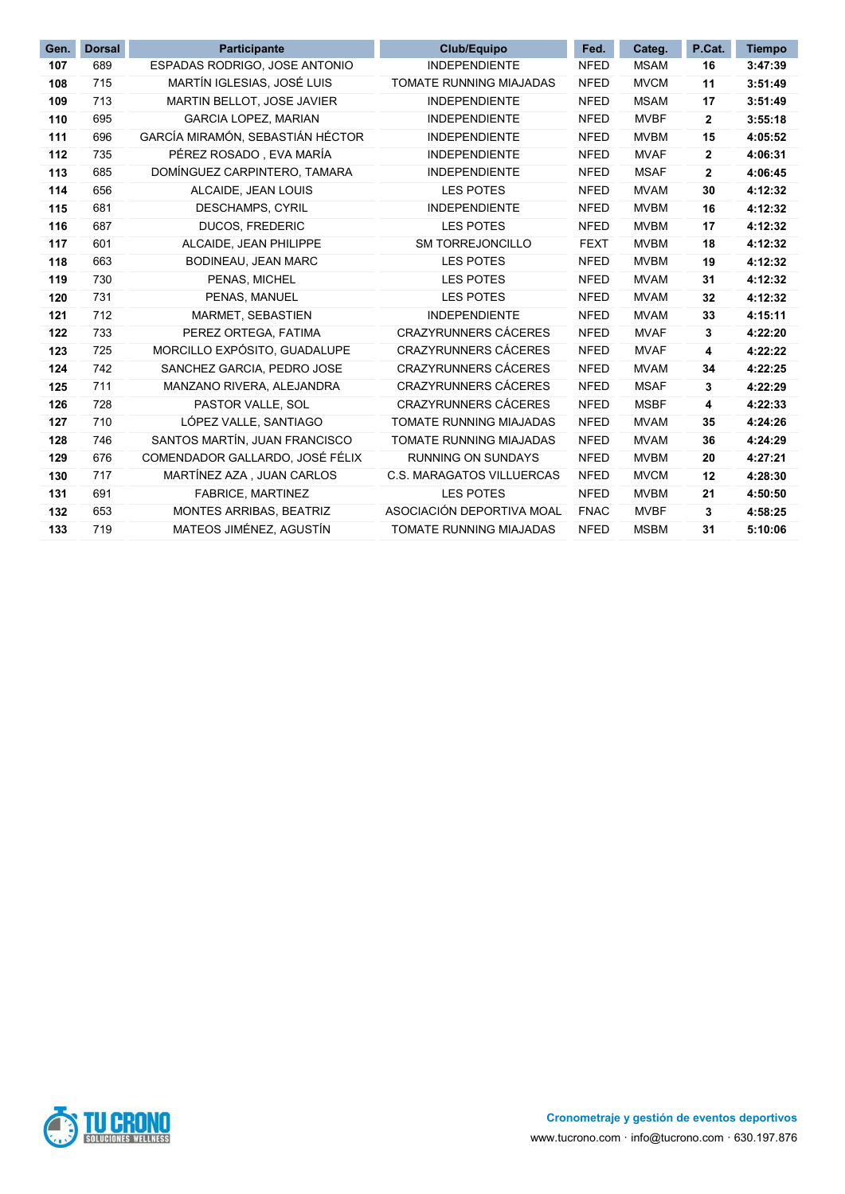| Gen. | Dorsal | Participante | Club/Equipo | Fed. | Categ. | P.Cat. | Tiempo |
|---|---|---|---|---|---|---|---|
| 107 | 689 | ESPADAS RODRIGO, JOSE ANTONIO | INDEPENDIENTE | NFED | MSAM | 16 | 3:47:39 |
| 108 | 715 | MARTÍN IGLESIAS, JOSÉ LUIS | TOMATE RUNNING MIAJADAS | NFED | MVCM | 11 | 3:51:49 |
| 109 | 713 | MARTIN BELLOT, JOSE JAVIER | INDEPENDIENTE | NFED | MSAM | 17 | 3:51:49 |
| 110 | 695 | GARCIA LOPEZ, MARIAN | INDEPENDIENTE | NFED | MVBF | 2 | 3:55:18 |
| 111 | 696 | GARCÍA MIRAMÓN, SEBASTIÁN HÉCTOR | INDEPENDIENTE | NFED | MVBM | 15 | 4:05:52 |
| 112 | 735 | PÉREZ ROSADO , EVA MARÍA | INDEPENDIENTE | NFED | MVAF | 2 | 4:06:31 |
| 113 | 685 | DOMÍNGUEZ CARPINTERO, TAMARA | INDEPENDIENTE | NFED | MSAF | 2 | 4:06:45 |
| 114 | 656 | ALCAIDE, JEAN LOUIS | LES POTES | NFED | MVAM | 30 | 4:12:32 |
| 115 | 681 | DESCHAMPS, CYRIL | INDEPENDIENTE | NFED | MVBM | 16 | 4:12:32 |
| 116 | 687 | DUCOS, FREDERIC | LES POTES | NFED | MVBM | 17 | 4:12:32 |
| 117 | 601 | ALCAIDE, JEAN PHILIPPE | SM TORREJONCILLO | FEXT | MVBM | 18 | 4:12:32 |
| 118 | 663 | BODINEAU, JEAN MARC | LES POTES | NFED | MVBM | 19 | 4:12:32 |
| 119 | 730 | PENAS, MICHEL | LES POTES | NFED | MVAM | 31 | 4:12:32 |
| 120 | 731 | PENAS, MANUEL | LES POTES | NFED | MVAM | 32 | 4:12:32 |
| 121 | 712 | MARMET, SEBASTIEN | INDEPENDIENTE | NFED | MVAM | 33 | 4:15:11 |
| 122 | 733 | PEREZ ORTEGA, FATIMA | CRAZYRUNNERS CÁCERES | NFED | MVAF | 3 | 4:22:20 |
| 123 | 725 | MORCILLO EXPÓSITO, GUADALUPE | CRAZYRUNNERS CÁCERES | NFED | MVAF | 4 | 4:22:22 |
| 124 | 742 | SANCHEZ GARCIA, PEDRO JOSE | CRAZYRUNNERS CÁCERES | NFED | MVAM | 34 | 4:22:25 |
| 125 | 711 | MANZANO RIVERA, ALEJANDRA | CRAZYRUNNERS CÁCERES | NFED | MSAF | 3 | 4:22:29 |
| 126 | 728 | PASTOR VALLE, SOL | CRAZYRUNNERS CÁCERES | NFED | MSBF | 4 | 4:22:33 |
| 127 | 710 | LÓPEZ VALLE, SANTIAGO | TOMATE RUNNING MIAJADAS | NFED | MVAM | 35 | 4:24:26 |
| 128 | 746 | SANTOS MARTÍN, JUAN FRANCISCO | TOMATE RUNNING MIAJADAS | NFED | MVAM | 36 | 4:24:29 |
| 129 | 676 | COMENDADOR GALLARDO, JOSÉ FÉLIX | RUNNING ON SUNDAYS | NFED | MVBM | 20 | 4:27:21 |
| 130 | 717 | MARTÍNEZ AZA , JUAN CARLOS | C.S. MARAGATOS VILLUERCAS | NFED | MVCM | 12 | 4:28:30 |
| 131 | 691 | FABRICE, MARTINEZ | LES POTES | NFED | MVBM | 21 | 4:50:50 |
| 132 | 653 | MONTES ARRIBAS, BEATRIZ | ASOCIACIÓN DEPORTIVA MOAL | FNAC | MVBF | 3 | 4:58:25 |
| 133 | 719 | MATEOS JIMÉNEZ, AGUSTÍN | TOMATE RUNNING MIAJADAS | NFED | MSBM | 31 | 5:10:06 |